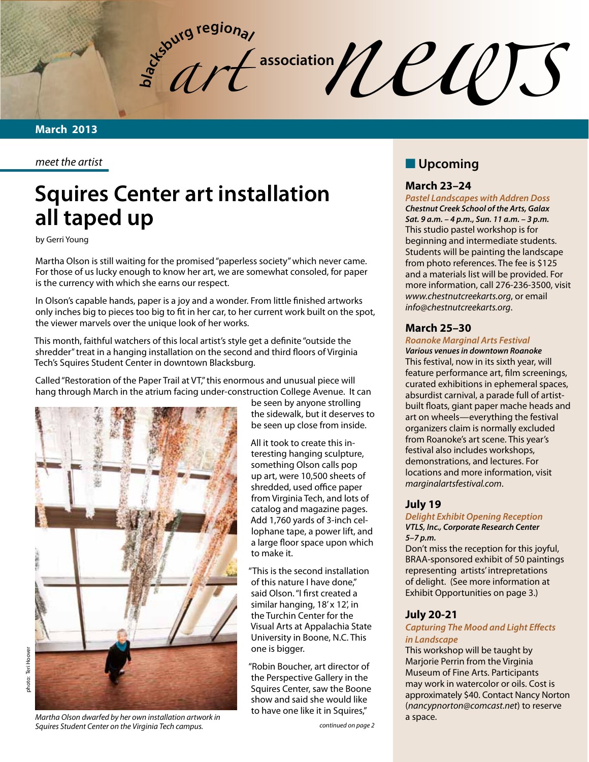# blacksburg regional art association news

**March 2013**

*meet the artist*

## Squires Center art installation all taped up

by Gerri Young

Martha Olson is still waiting for the promised "paperless society" which never came. For those of us lucky enough to know her art, we are somewhat consoled, for paper is the currency with which she earns our respect.

In Olson's capable hands, paper is a joy and a wonder. From little finished artworks only inches big to pieces too big to fit in her car, to her current work built on the spot, the viewer marvels over the unique look of her works.

This month, faithful watchers of this local artist's style get a definite "outside the shredder" treat in a hanging installation on the second and third floors of Virginia Tech's Squires Student Center in downtown Blacksburg.

Called "Restoration of the Paper Trail at VT," this enormous and unusual piece will hang through March in the atrium facing under-construction College Avenue. It can be seen by anyone strolling the sidewalk, but it deserves to be seen up close from inside.

photo: Teri Hoover

*Martha Olson dwarfed by her own installation artwork in Squires Student Center on the Virginia Tech campus.*

All it took to create this interesting hanging sculpture, something Olson calls pop up art, were 10,500 sheets of shredded, used office paper from Virginia Tech, and lots of catalog and magazine pages. Add 1,760 yards of 3-inch cellophane tape, a power lift, and a large floor space upon which to make it.

"This is the second installation of this nature I have done," said Olson. "I first created a similar hanging, 18' x 12', in the Turchin Center for the Visual Arts at Appalachia State University in Boone, N.C. This one is bigger.

"Robin Boucher, art director of the Perspective Gallery in the Squires Center, saw the Boone show and said she would like to have one like it in Squires,"

*continued on page 2*

## Upcoming

### March 23–24

***Pastel Landscapes with Addren Doss***
***Chestnut Creek School of the Arts, Galax***
***Sat. 9 a.m. – 4 p.m., Sun. 11 a.m. – 3 p.m.***
This studio pastel workshop is for beginning and intermediate students. Students will be painting the landscape from photo references. The fee is $125 and a materials list will be provided. For more information, call 276-236-3500, visit *www.chestnutcreekarts.org*, or email *info@chestnutcreekarts.org*.

### March 25–30

***Roanoke Marginal Arts Festival***
***Various venues in downtown Roanoke***
This festival, now in its sixth year, will feature performance art, film screenings, curated exhibitions in ephemeral spaces, absurdist carnival, a parade full of artist-built floats, giant paper mache heads and art on wheels—everything the festival organizers claim is normally excluded from Roanoke's art scene. This year's festival also includes workshops, demonstrations, and lectures. For locations and more information, visit *marginalartsfestival.com*.

### July 19

***Delight Exhibit Opening Reception***
***VTLS, Inc., Corporate Research Center***
***5–7 p.m.***
Don't miss the reception for this joyful, BRAA-sponsored exhibit of 50 paintings representing artists' intrepretations of delight. (See more information at Exhibit Opportunities on page 3.)

### July 20-21

***Capturing The Mood and Light Effects in Landscape***
This workshop will be taught by Marjorie Perrin from the Virginia Museum of Fine Arts. Participants may work in watercolor or oils. Cost is approximately $40. Contact Nancy Norton (*nancypnorton@comcast.net*) to reserve a space.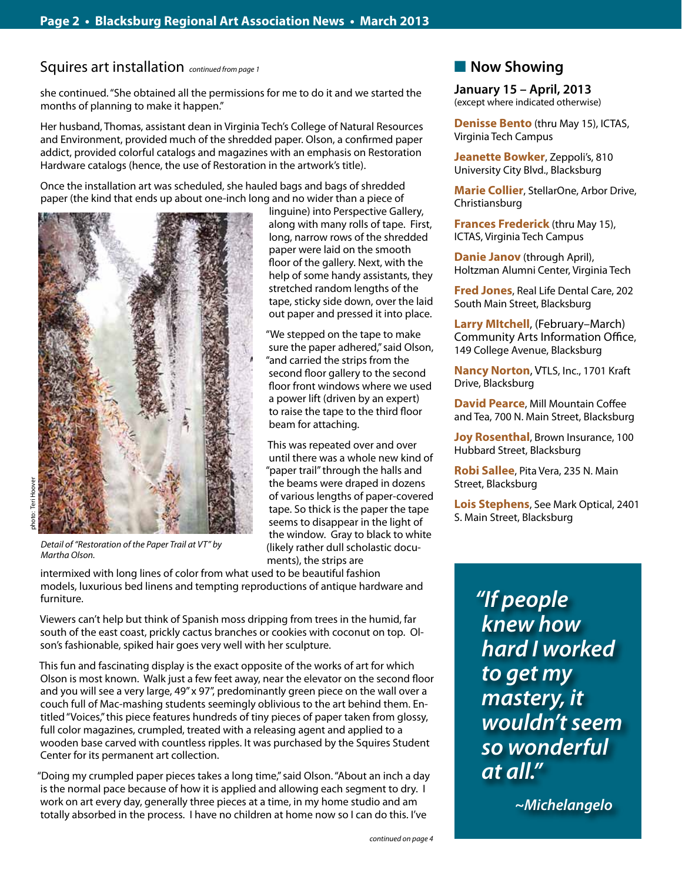## Squires art installation *continued from page 1*

she continued. "She obtained all the permissions for me to do it and we started the months of planning to make it happen."

Her husband, Thomas, assistant dean in Virginia Tech's College of Natural Resources and Environment, provided much of the shredded paper. Olson, a confirmed paper addict, provided colorful catalogs and magazines with an emphasis on Restoration Hardware catalogs (hence, the use of Restoration in the artwork's title).

Once the installation art was scheduled, she hauled bags and bags of shredded paper (the kind that ends up about one-inch long and no wider than a piece of linguine) into Perspective Gallery, along with many rolls of tape. First, long, narrow rows of the shredded paper were laid on the smooth floor of the gallery. Next, with the help of some handy assistants, they stretched random lengths of the tape, sticky side down, over the laid out paper and pressed it into place.

"We stepped on the tape to make sure the paper adhered," said Olson, "and carried the strips from the second floor gallery to the second floor front windows where we used a power lift (driven by an expert) to raise the tape to the third floor beam for attaching.

This was repeated over and over until there was a whole new kind of "paper trail" through the halls and the beams were draped in dozens of various lengths of paper-covered tape. So thick is the paper the tape seems to disappear in the light of the window. Gray to black to white (likely rather dull scholastic documents), the strips are intermixed with long lines of color from what used to be beautiful fashion models, luxurious bed linens and tempting reproductions of antique hardware and furniture.

photo: Teri Hoover

*Detail of "Restoration of the Paper Trail at VT" by Martha Olson.*

Viewers can't help but think of Spanish moss dripping from trees in the humid, far south of the east coast, prickly cactus branches or cookies with coconut on top. Olson's fashionable, spiked hair goes very well with her sculpture.

This fun and fascinating display is the exact opposite of the works of art for which Olson is most known. Walk just a few feet away, near the elevator on the second floor and you will see a very large, 49" x 97", predominantly green piece on the wall over a couch full of Mac-mashing students seemingly oblivious to the art behind them. Entitled "Voices," this piece features hundreds of tiny pieces of paper taken from glossy, full color magazines, crumpled, treated with a releasing agent and applied to a wooden base carved with countless ripples. It was purchased by the Squires Student Center for its permanent art collection.

"Doing my crumpled paper pieces takes a long time," said Olson. "About an inch a day is the normal pace because of how it is applied and allowing each segment to dry. I work on art every day, generally three pieces at a time, in my home studio and am totally absorbed in the process. I have no children at home now so I can do this. I've

*continued on page 4*

## Now Showing

**January 15 – April, 2013**
(except where indicated otherwise)

**Denisse Bento** (thru May 15), ICTAS, Virginia Tech Campus

**Jeanette Bowker**, Zeppoli's, 810 University City Blvd., Blacksburg

**Marie Collier**, StellarOne, Arbor Drive, Christiansburg

**Frances Frederick** (thru May 15), ICTAS, Virginia Tech Campus

**Danie Janov** (through April), Holtzman Alumni Center, Virginia Tech

**Fred Jones**, Real Life Dental Care, 202 South Main Street, Blacksburg

**Larry MItchell**, (February–March) Community Arts Information Office, 149 College Avenue, Blacksburg

**Nancy Norton**, VTLS, Inc., 1701 Kraft Drive, Blacksburg

**David Pearce**, Mill Mountain Coffee and Tea, 700 N. Main Street, Blacksburg

**Joy Rosenthal**, Brown Insurance, 100 Hubbard Street, Blacksburg

**Robi Sallee**, Pita Vera, 235 N. Main Street, Blacksburg

**Lois Stephens**, See Mark Optical, 2401 S. Main Street, Blacksburg

> ***"If people knew how hard I worked to get my mastery, it wouldn't seem so wonderful at all."***
>
> ***~Michelangelo***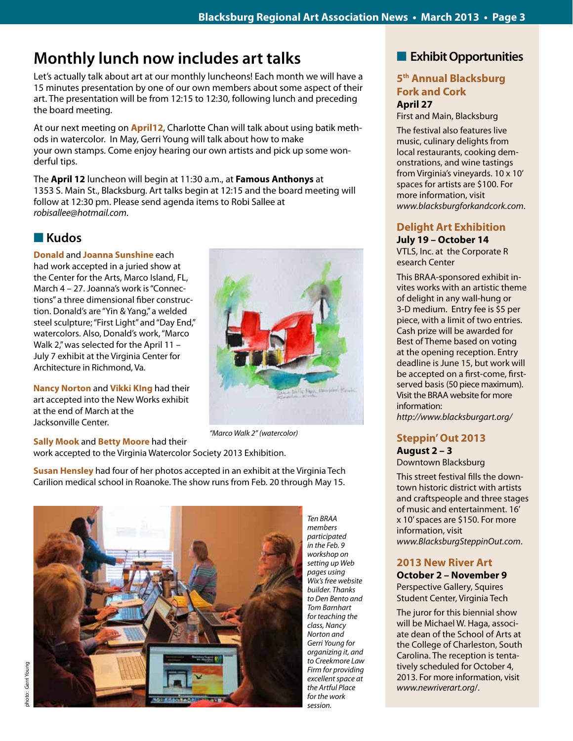# Monthly lunch now includes art talks

Let's actually talk about art at our monthly luncheons! Each month we will have a 15 minutes presentation by one of our own members about some aspect of their art. The presentation will be from 12:15 to 12:30, following lunch and preceding the board meeting.

At our next meeting on **April12**, Charlotte Chan will talk about using batik methods in watercolor. In May, Gerri Young will talk about how to make your own stamps. Come enjoy hearing our own artists and pick up some wonderful tips.

The **April 12** luncheon will begin at 11:30 a.m., at **Famous Anthonys** at 1353 S. Main St., Blacksburg. Art talks begin at 12:15 and the board meeting will follow at 12:30 pm. Please send agenda items to Robi Sallee at *robisallee@hotmail.com*.

## Kudos

**Donald** and **Joanna Sunshine** each had work accepted in a juried show at the Center for the Arts, Marco Island, FL, March 4 – 27. Joanna's work is "Connections" a three dimensional fiber construction. Donald's are "Yin & Yang," a welded steel sculpture; "First Light" and "Day End," watercolors. Also, Donald's work, "Marco Walk 2," was selected for the April 11 – July 7 exhibit at the Virginia Center for Architecture in Richmond, Va.

**Nancy Norton** and **Vikki KIng** had their art accepted into the New Works exhibit at the end of March at the Jacksonville Center.

*"Marco Walk 2" (watercolor)*

**Sally Mook** and **Betty Moore** had their work accepted to the Virginia Watercolor Society 2013 Exhibition.

**Susan Hensley** had four of her photos accepted in an exhibit at the Virginia Tech Carilion medical school in Roanoke. The show runs from Feb. 20 through May 15.

*Ten BRAA members participated in the Feb. 9 workshop on setting up Web pages using Wix's free website builder. Thanks to Den Bento and Tom Barnhart for teaching the class, Nancy Norton and Gerri Young for organizing it, and to Creekmore Law Firm for providing excellent space at the Artful Place for the work session.*

photo: Gerri Young

## Exhibit Opportunities

### 5th Annual Blacksburg Fork and Cork

**April 27**
First and Main, Blacksburg

The festival also features live music, culinary delights from local restaurants, cooking demonstrations, and wine tastings from Virginia's vineyards. 10 x 10' spaces for artists are $100. For more information, visit *www.blacksburgforkandcork.com*.

### Delight Art Exhibition

**July 19 – October 14**
VTLS, Inc. at the Corporate R esearch Center

This BRAA-sponsored exhibit invites works with an artistic theme of delight in any wall-hung or 3-D medium. Entry fee is $5 per piece, with a limit of two entries. Cash prize will be awarded for Best of Theme based on voting at the opening reception. Entry deadline is June 15, but work will be accepted on a first-come, first-served basis (50 piece maximum). Visit the BRAA website for more information: *http://www.blacksburgart.org/*

### Steppin' Out 2013

**August 2 – 3**
Downtown Blacksburg

This street festival fills the downtown historic district with artists and craftspeople and three stages of music and entertainment. 16' x 10' spaces are $150. For more information, visit *www.BlacksburgSteppinOut.com*.

### 2013 New River Art

**October 2 – November 9**
Perspective Gallery, Squires Student Center, Virginia Tech

The juror for this biennial show will be Michael W. Haga, associate dean of the School of Arts at the College of Charleston, South Carolina. The reception is tentatively scheduled for October 4, 2013. For more information, visit *www.newriverart.org/*.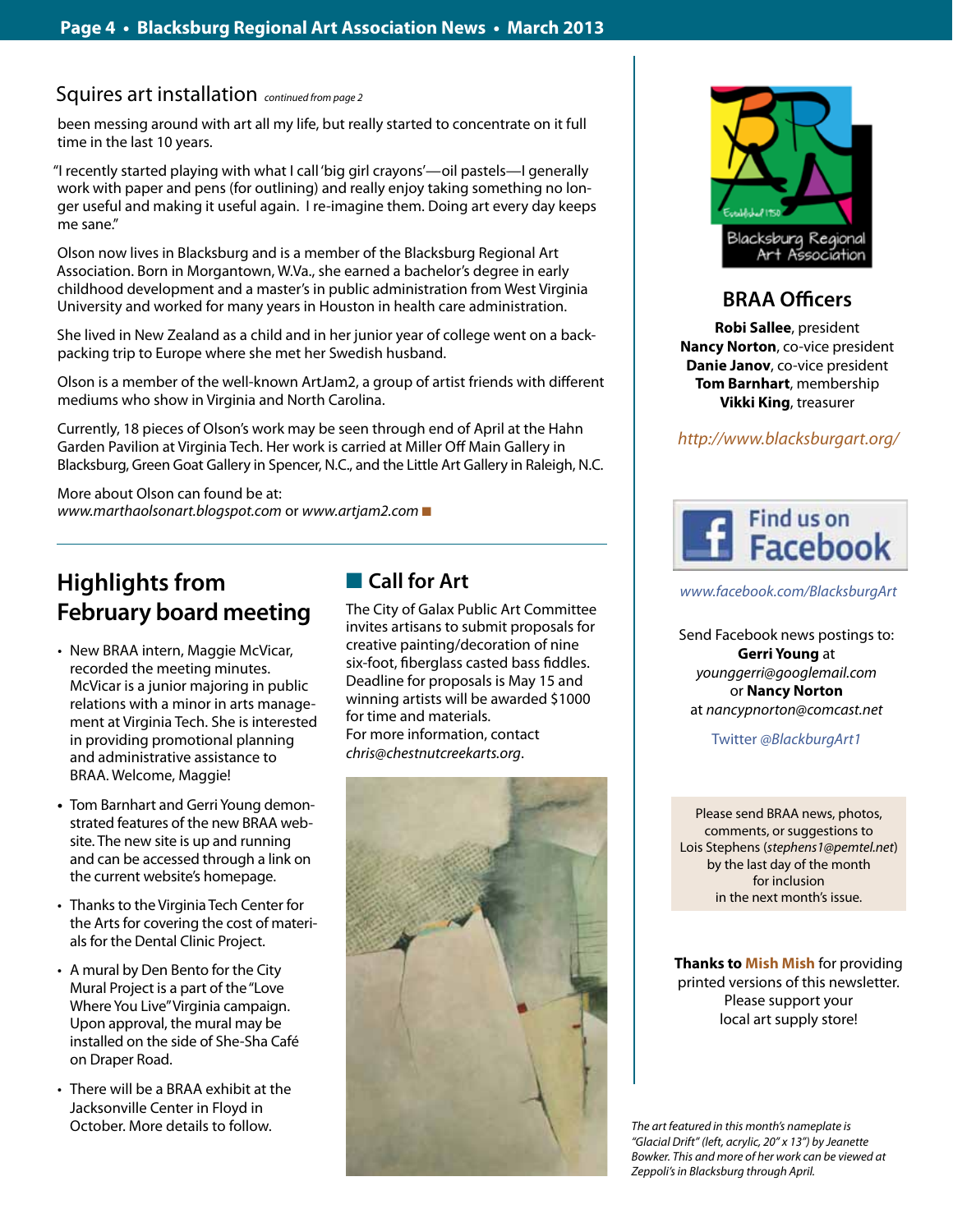## Squires art installation *continued from page 2*

been messing around with art all my life, but really started to concentrate on it full time in the last 10 years.

"I recently started playing with what I call 'big girl crayons'—oil pastels—I generally work with paper and pens (for outlining) and really enjoy taking something no longer useful and making it useful again. I re-imagine them. Doing art every day keeps me sane."

Olson now lives in Blacksburg and is a member of the Blacksburg Regional Art Association. Born in Morgantown, W.Va., she earned a bachelor's degree in early childhood development and a master's in public administration from West Virginia University and worked for many years in Houston in health care administration.

She lived in New Zealand as a child and in her junior year of college went on a back-packing trip to Europe where she met her Swedish husband.

Olson is a member of the well-known ArtJam2, a group of artist friends with different mediums who show in Virginia and North Carolina.

Currently, 18 pieces of Olson's work may be seen through end of April at the Hahn Garden Pavilion at Virginia Tech. Her work is carried at Miller Off Main Gallery in Blacksburg, Green Goat Gallery in Spencer, N.C., and the Little Art Gallery in Raleigh, N.C.

More about Olson can found be at:
*www.marthaolsonart.blogspot.com* or *www.artjam2.com* ■

## Highlights from February board meeting

- New BRAA intern, Maggie McVicar, recorded the meeting minutes. McVicar is a junior majoring in public relations with a minor in arts management at Virginia Tech. She is interested in providing promotional planning and administrative assistance to BRAA. Welcome, Maggie!
- Tom Barnhart and Gerri Young demonstrated features of the new BRAA website. The new site is up and running and can be accessed through a link on the current website's homepage.
- Thanks to the Virginia Tech Center for the Arts for covering the cost of materials for the Dental Clinic Project.
- A mural by Den Bento for the City Mural Project is a part of the "Love Where You Live" Virginia campaign. Upon approval, the mural may be installed on the side of She-Sha Café on Draper Road.
- There will be a BRAA exhibit at the Jacksonville Center in Floyd in October. More details to follow.

## ■ Call for Art

The City of Galax Public Art Committee invites artisans to submit proposals for creative painting/decoration of nine six-foot, fiberglass casted bass fiddles. Deadline for proposals is May 15 and winning artists will be awarded $1000 for time and materials.
For more information, contact *chris@chestnutcreekarts.org*.

Blacksburg Regional Art Association
Established 1950

## BRAA Officers

**Robi Sallee**, president
**Nancy Norton**, co-vice president
**Danie Janov**, co-vice president
**Tom Barnhart**, membership
**Vikki King**, treasurer

*http://www.blacksburgart.org/*

Find us on Facebook

*www.facebook.com/BlacksburgArt*

Send Facebook news postings to:
**Gerri Young** at
*younggerri@googlemail.com*
or **Nancy Norton**
at *nancypnorton@comcast.net*

Twitter *@BlackburgArt1*

Please send BRAA news, photos, comments, or suggestions to Lois Stephens (*stephens1@pemtel.net*) by the last day of the month for inclusion in the next month's issue.

**Thanks to Mish Mish** for providing printed versions of this newsletter. Please support your local art supply store!

*The art featured in this month's nameplate is "Glacial Drift" (left, acrylic, 20" x 13") by Jeanette Bowker. This and more of her work can be viewed at Zeppoli's in Blacksburg through April.*